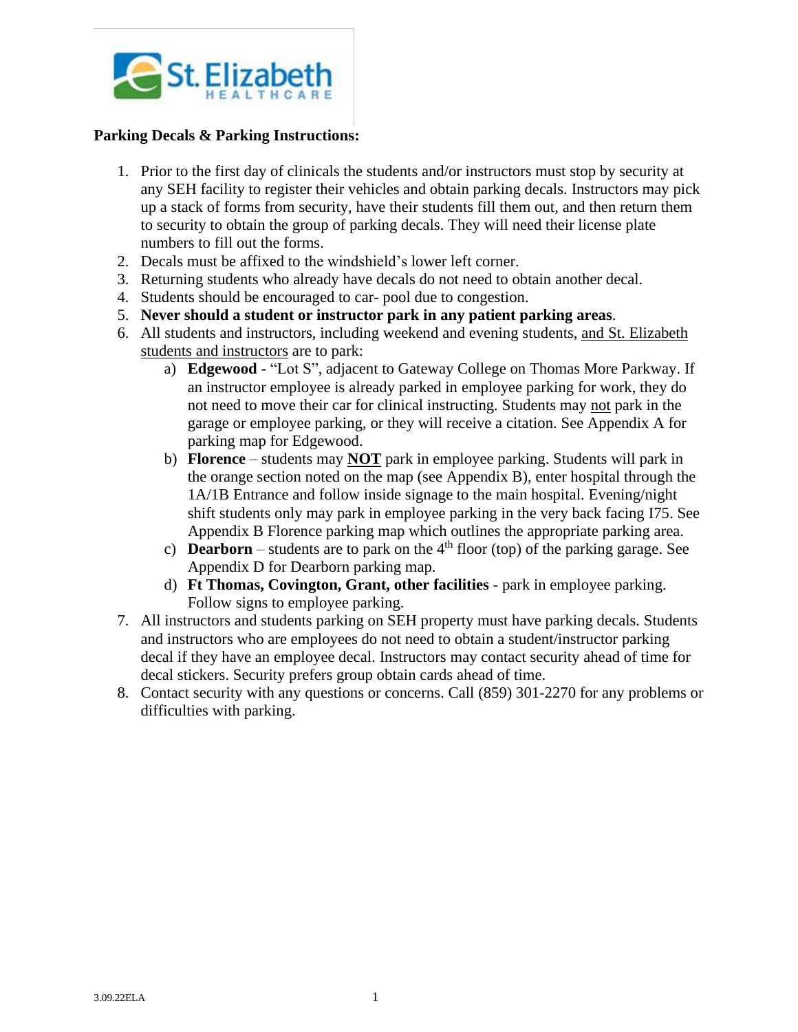**Parking Decals & Parking Instructions:**

1. Prior to the first day of clinicals the students and/or instructors must stop by security at any SEH facility to register their vehicles and obtain parking decals. Instructors may pick up a stack of forms from security, have their students fill them out, and then return them to security to obtain the group of parking decals. They will need their license plate numbers to fill out the forms.
2. Decals must be affixed to the windshield's lower left corner.
3. Returning students who already have decals do not need to obtain another decal.
4. Students should be encouraged to car- pool due to congestion.
5. **Never should a student or instructor park in any patient parking areas**.
6. All students and instructors, including weekend and evening students, <u>and St. Elizabeth students and instructors</u> are to park:
   a) **Edgewood** - "Lot S", adjacent to Gateway College on Thomas More Parkway. If an instructor employee is already parked in employee parking for work, they do not need to move their car for clinical instructing. Students may <u>not</u> park in the garage or employee parking, or they will receive a citation. See Appendix A for parking map for Edgewood.
   b) **Florence** – students may <u>**NOT**</u> park in employee parking. Students will park in the orange section noted on the map (see Appendix B), enter hospital through the 1A/1B Entrance and follow inside signage to the main hospital. Evening/night shift students only may park in employee parking in the very back facing I75. See Appendix B Florence parking map which outlines the appropriate parking area.
   c) **Dearborn** – students are to park on the 4th floor (top) of the parking garage. See Appendix D for Dearborn parking map.
   d) **Ft Thomas, Covington, Grant, other facilities** - park in employee parking. Follow signs to employee parking.
7. All instructors and students parking on SEH property must have parking decals. Students and instructors who are employees do not need to obtain a student/instructor parking decal if they have an employee decal. Instructors may contact security ahead of time for decal stickers. Security prefers group obtain cards ahead of time.
8. Contact security with any questions or concerns. Call (859) 301-2270 for any problems or difficulties with parking.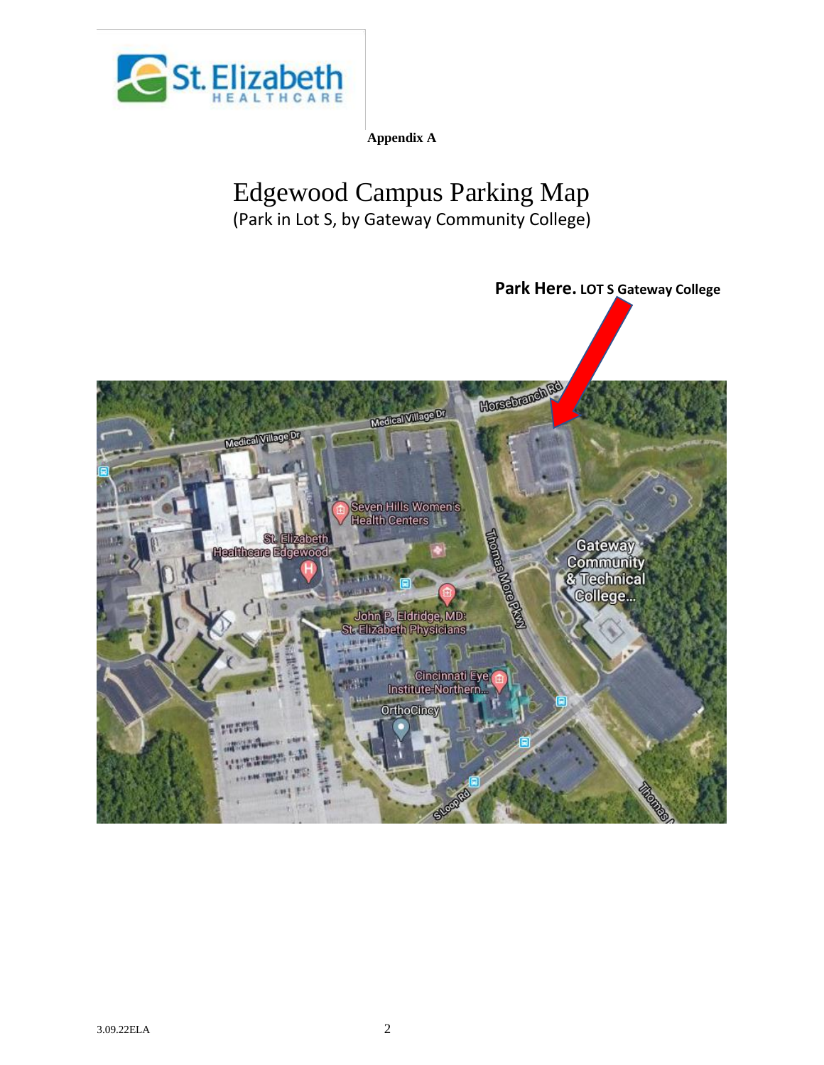Appendix A

# Edgewood Campus Parking Map

(Park in Lot S, by Gateway Community College)

**Park Here.** **LOT S Gateway College**

Horsebranch Rd

Medical Village Dr

Medical Village Dr

Seven Hills Women's Health Centers

St. Elizabeth Healthcare Edgewood

Thomas More Pkwy

Gateway Community & Technical College...

John P. Eldridge, MD: St. Elizabeth Physicians

Cincinnati Eye Institute-Northern...

OrthoCincy

S Loop Rd

Thomas M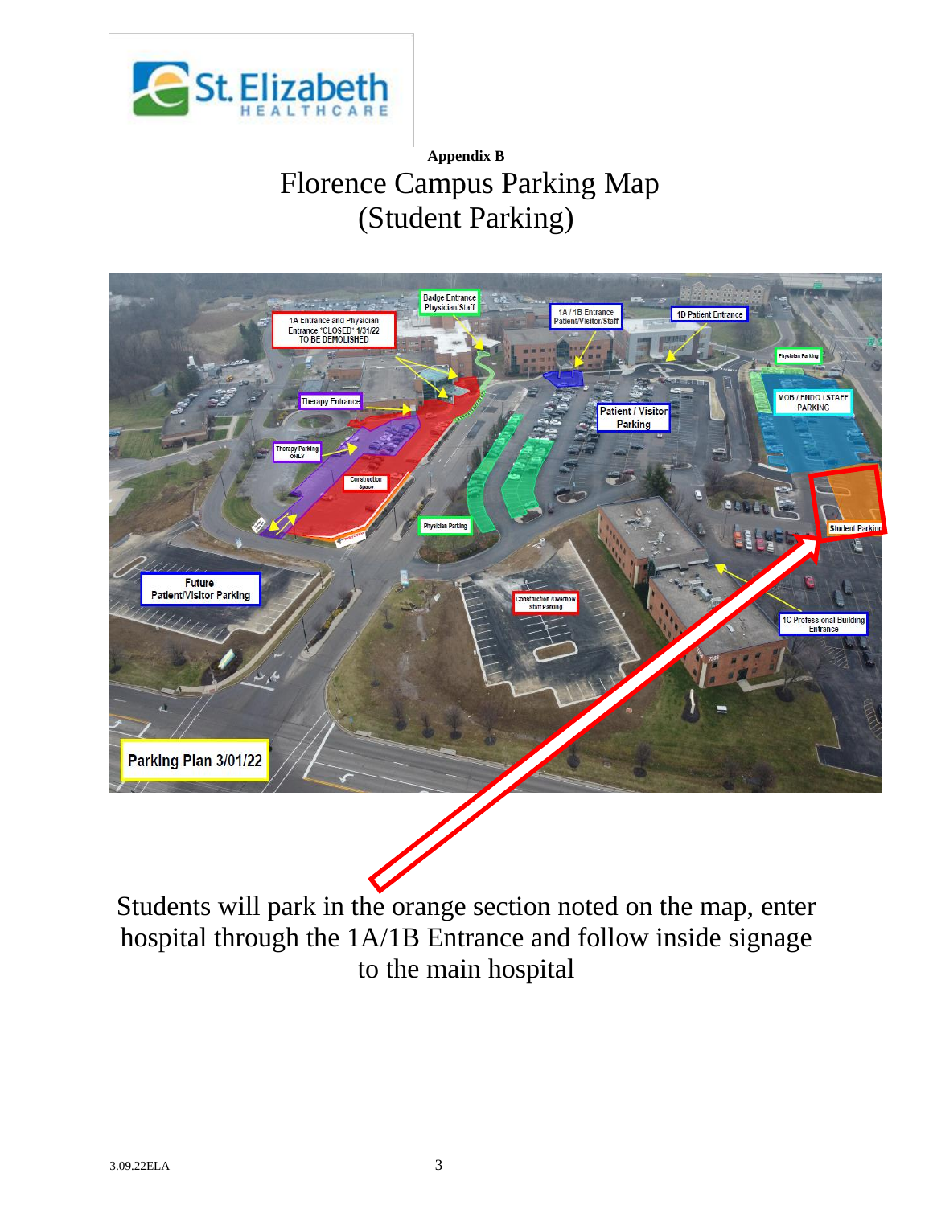St. Elizabeth HEALTHCARE

**Appendix B**

# Florence Campus Parking Map (Student Parking)

Badge Entrance Physician/Staff

1A / 1B Entrance Patient/Visitor/Staff

1D Patient Entrance

1A Entrance and Physician Entrance "CLOSED" 1/31/22 TO BE DEMOLISHED

Physician Parking

Therapy Entrance

MOB / ENDO / STAFF PARKING

Patient / Visitor Parking

Therapy Parking ONLY

Construction Space

Student Parking

Physician Parking

Future Patient/Visitor Parking

Construction /Overflow Staff Parking

1C Professional Building Entrance

Parking Plan 3/01/22

Students will park in the orange section noted on the map, enter hospital through the 1A/1B Entrance and follow inside signage to the main hospital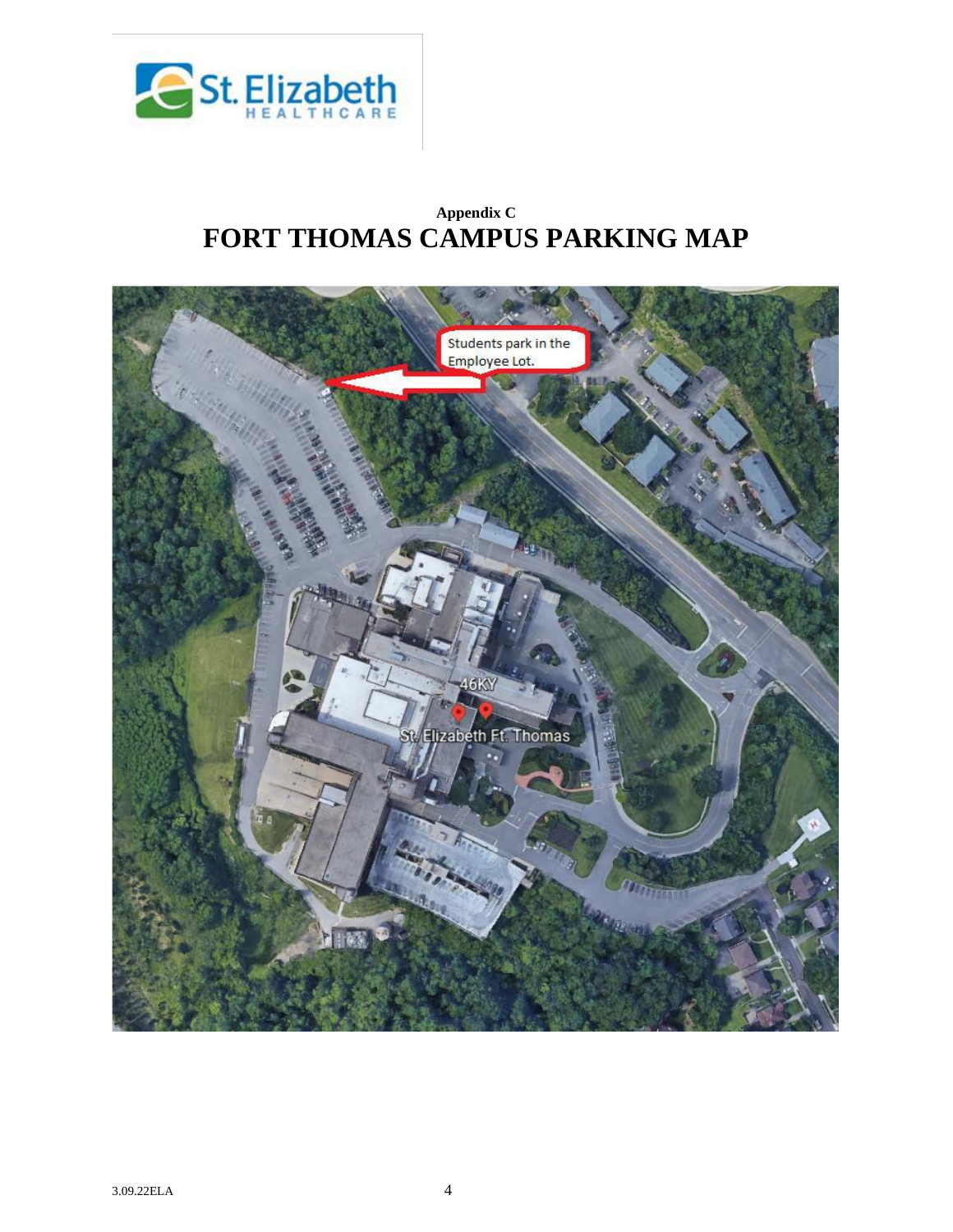**Appendix C**

# FORT THOMAS CAMPUS PARKING MAP

Students park in the Employee Lot.

46KY

St. Elizabeth Ft. Thomas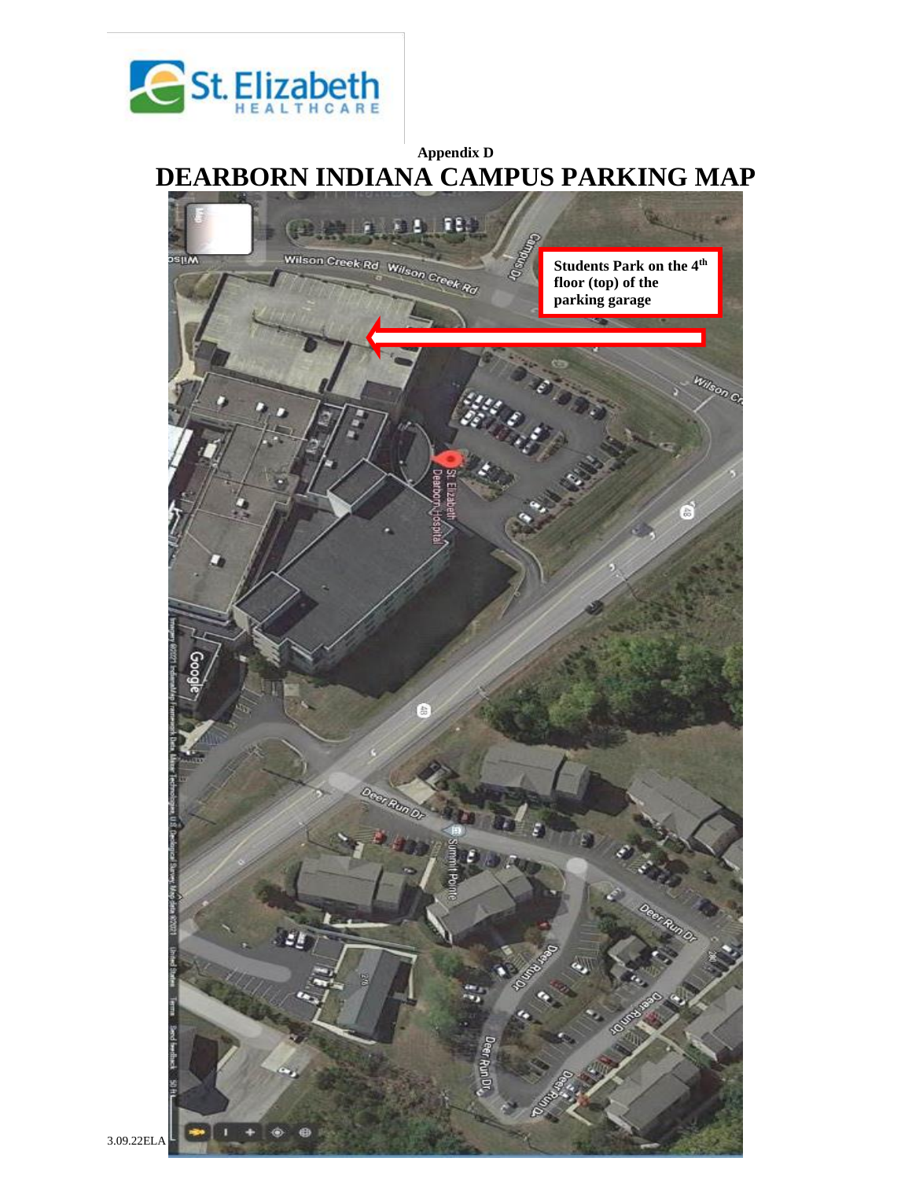St. Elizabeth HEALTHCARE

Appendix D

# DEARBORN INDIANA CAMPUS PARKING MAP

Students Park on the 4th floor (top) of the parking garage

3.09.22ELA